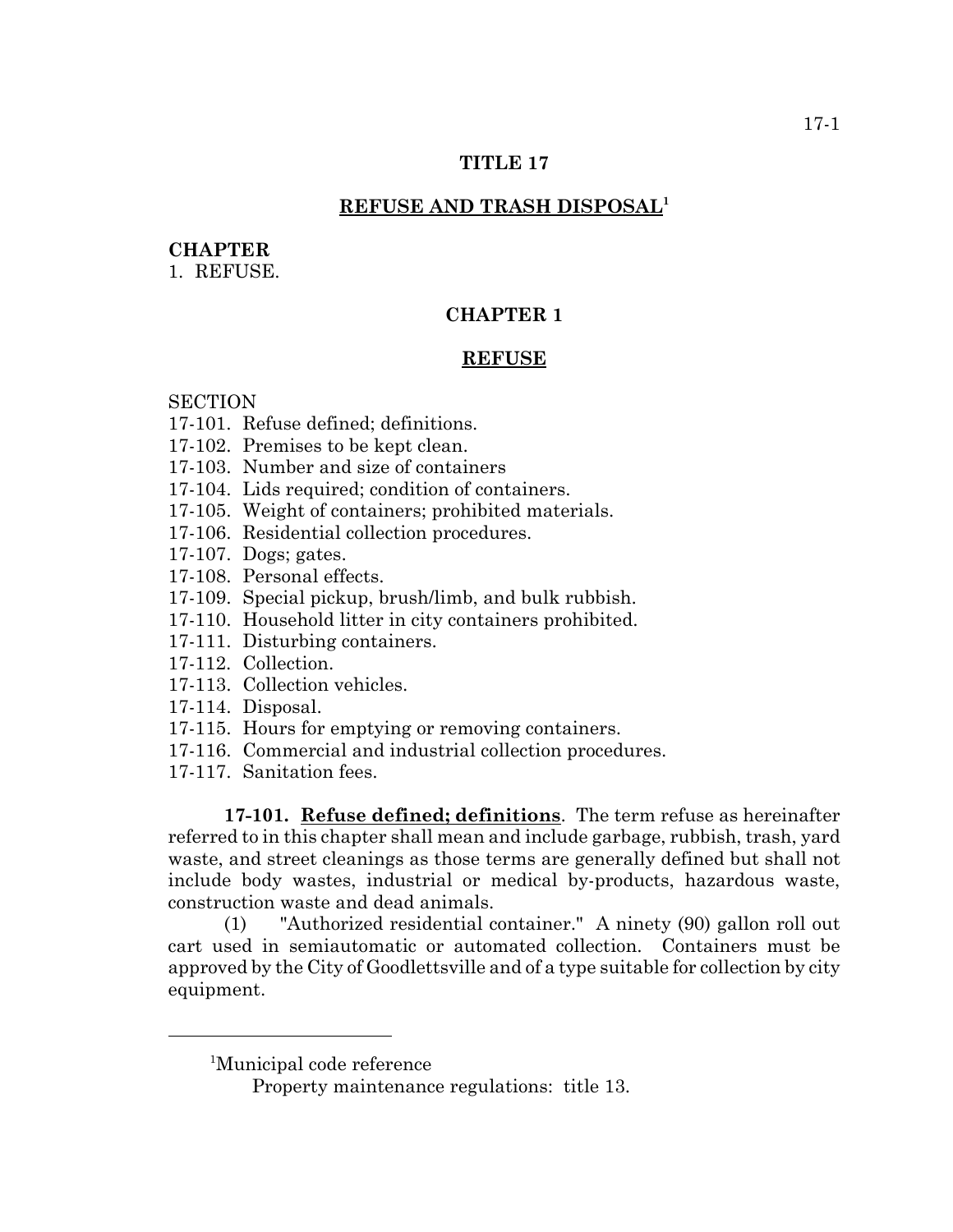# TITLE 17

## REFUSE AND TRASH DISPOSAL[1]

**CHAPTER**

1. REFUSE.

## CHAPTER 1

## REFUSE

SECTION

17-101. Refuse defined; definitions.
17-102. Premises to be kept clean.
17-103. Number and size of containers
17-104. Lids required; condition of containers.
17-105. Weight of containers; prohibited materials.
17-106. Residential collection procedures.
17-107. Dogs; gates.
17-108. Personal effects.
17-109. Special pickup, brush/limb, and bulk rubbish.
17-110. Household litter in city containers prohibited.
17-111. Disturbing containers.
17-112. Collection.
17-113. Collection vehicles.
17-114. Disposal.
17-115. Hours for emptying or removing containers.
17-116. Commercial and industrial collection procedures.
17-117. Sanitation fees.

**17-101. Refuse defined; definitions**. The term refuse as hereinafter referred to in this chapter shall mean and include garbage, rubbish, trash, yard waste, and street cleanings as those terms are generally defined but shall not include body wastes, industrial or medical by-products, hazardous waste, construction waste and dead animals.

(1) "Authorized residential container." A ninety (90) gallon roll out cart used in semiautomatic or automated collection. Containers must be approved by the City of Goodlettsville and of a type suitable for collection by city equipment.

---

[1]Municipal code reference

Property maintenance regulations: title 13.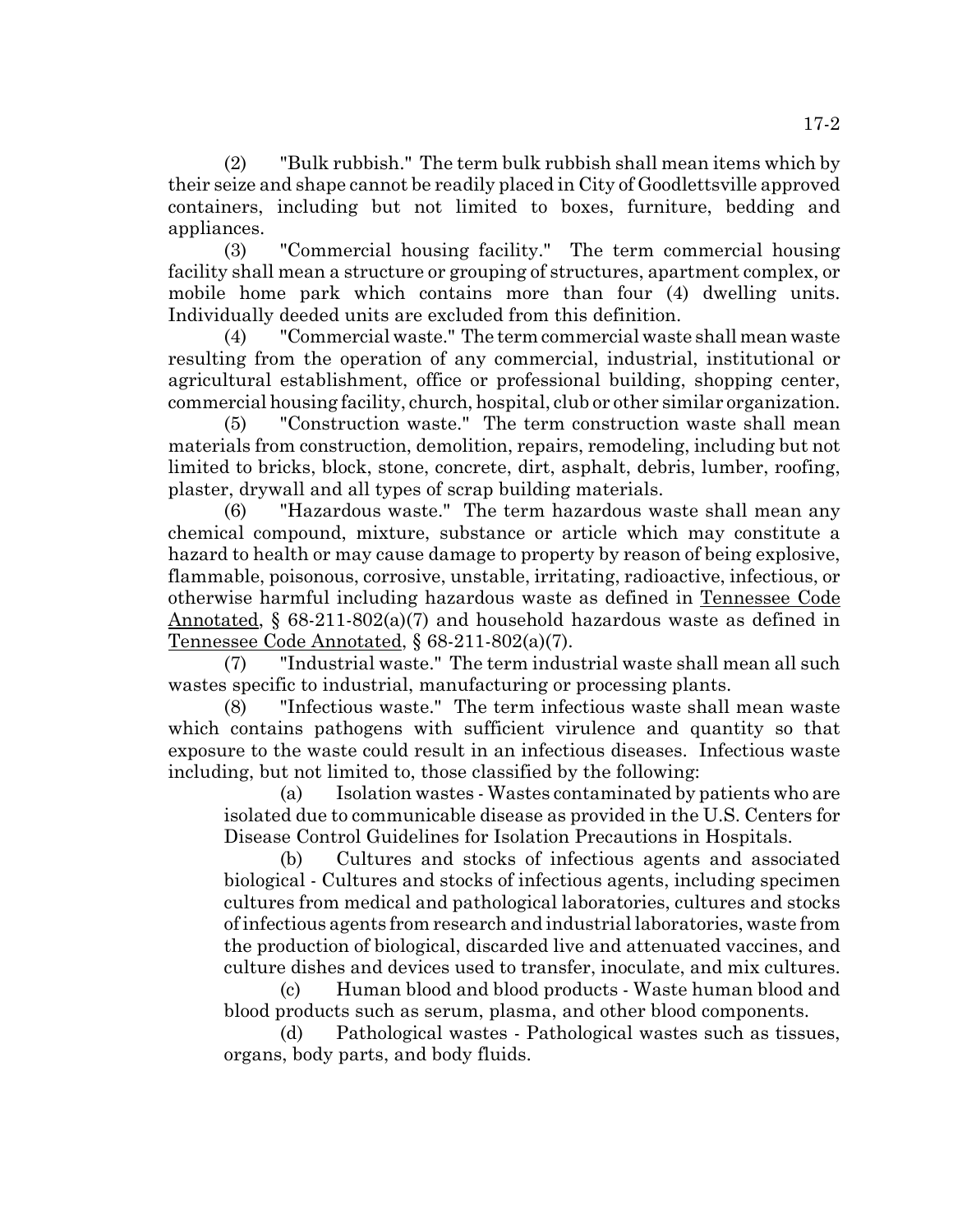(2) "Bulk rubbish." The term bulk rubbish shall mean items which by their seize and shape cannot be readily placed in City of Goodlettsville approved containers, including but not limited to boxes, furniture, bedding and appliances.

(3) "Commercial housing facility." The term commercial housing facility shall mean a structure or grouping of structures, apartment complex, or mobile home park which contains more than four (4) dwelling units. Individually deeded units are excluded from this definition.

(4) "Commercial waste." The term commercial waste shall mean waste resulting from the operation of any commercial, industrial, institutional or agricultural establishment, office or professional building, shopping center, commercial housing facility, church, hospital, club or other similar organization.

(5) "Construction waste." The term construction waste shall mean materials from construction, demolition, repairs, remodeling, including but not limited to bricks, block, stone, concrete, dirt, asphalt, debris, lumber, roofing, plaster, drywall and all types of scrap building materials.

(6) "Hazardous waste." The term hazardous waste shall mean any chemical compound, mixture, substance or article which may constitute a hazard to health or may cause damage to property by reason of being explosive, flammable, poisonous, corrosive, unstable, irritating, radioactive, infectious, or otherwise harmful including hazardous waste as defined in Tennessee Code Annotated, § 68-211-802(a)(7) and household hazardous waste as defined in Tennessee Code Annotated, § 68-211-802(a)(7).

(7) "Industrial waste." The term industrial waste shall mean all such wastes specific to industrial, manufacturing or processing plants.

(8) "Infectious waste." The term infectious waste shall mean waste which contains pathogens with sufficient virulence and quantity so that exposure to the waste could result in an infectious diseases. Infectious waste including, but not limited to, those classified by the following:

(a) Isolation wastes - Wastes contaminated by patients who are isolated due to communicable disease as provided in the U.S. Centers for Disease Control Guidelines for Isolation Precautions in Hospitals.

(b) Cultures and stocks of infectious agents and associated biological - Cultures and stocks of infectious agents, including specimen cultures from medical and pathological laboratories, cultures and stocks of infectious agents from research and industrial laboratories, waste from the production of biological, discarded live and attenuated vaccines, and culture dishes and devices used to transfer, inoculate, and mix cultures.

(c) Human blood and blood products - Waste human blood and blood products such as serum, plasma, and other blood components.

(d) Pathological wastes - Pathological wastes such as tissues, organs, body parts, and body fluids.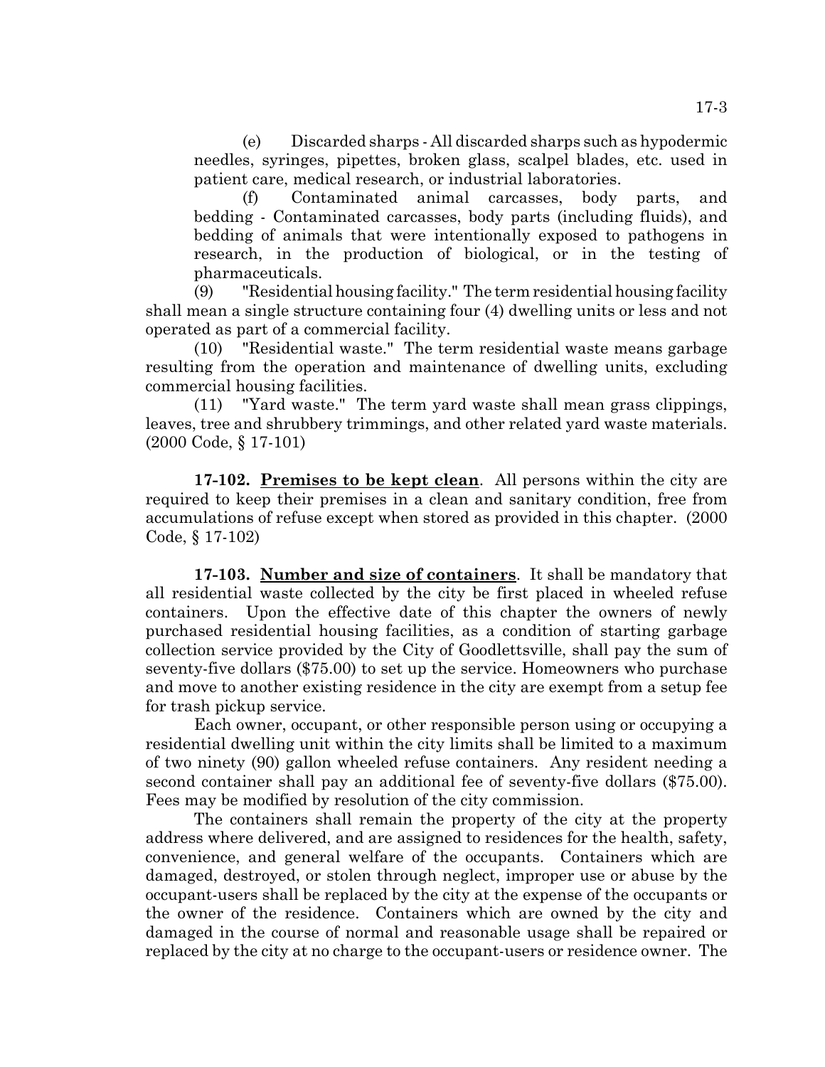(e) Discarded sharps - All discarded sharps such as hypodermic needles, syringes, pipettes, broken glass, scalpel blades, etc. used in patient care, medical research, or industrial laboratories.

(f) Contaminated animal carcasses, body parts, and bedding - Contaminated carcasses, body parts (including fluids), and bedding of animals that were intentionally exposed to pathogens in research, in the production of biological, or in the testing of pharmaceuticals.

(9) "Residential housing facility." The term residential housing facility shall mean a single structure containing four (4) dwelling units or less and not operated as part of a commercial facility.

(10) "Residential waste." The term residential waste means garbage resulting from the operation and maintenance of dwelling units, excluding commercial housing facilities.

(11) "Yard waste." The term yard waste shall mean grass clippings, leaves, tree and shrubbery trimmings, and other related yard waste materials. (2000 Code, § 17-101)

**17-102. <u>Premises to be kept clean</u>**. All persons within the city are required to keep their premises in a clean and sanitary condition, free from accumulations of refuse except when stored as provided in this chapter. (2000 Code, § 17-102)

**17-103. <u>Number and size of containers</u>**. It shall be mandatory that all residential waste collected by the city be first placed in wheeled refuse containers. Upon the effective date of this chapter the owners of newly purchased residential housing facilities, as a condition of starting garbage collection service provided by the City of Goodlettsville, shall pay the sum of seventy-five dollars ($75.00) to set up the service. Homeowners who purchase and move to another existing residence in the city are exempt from a setup fee for trash pickup service.

Each owner, occupant, or other responsible person using or occupying a residential dwelling unit within the city limits shall be limited to a maximum of two ninety (90) gallon wheeled refuse containers. Any resident needing a second container shall pay an additional fee of seventy-five dollars ($75.00). Fees may be modified by resolution of the city commission.

The containers shall remain the property of the city at the property address where delivered, and are assigned to residences for the health, safety, convenience, and general welfare of the occupants. Containers which are damaged, destroyed, or stolen through neglect, improper use or abuse by the occupant-users shall be replaced by the city at the expense of the occupants or the owner of the residence. Containers which are owned by the city and damaged in the course of normal and reasonable usage shall be repaired or replaced by the city at no charge to the occupant-users or residence owner. The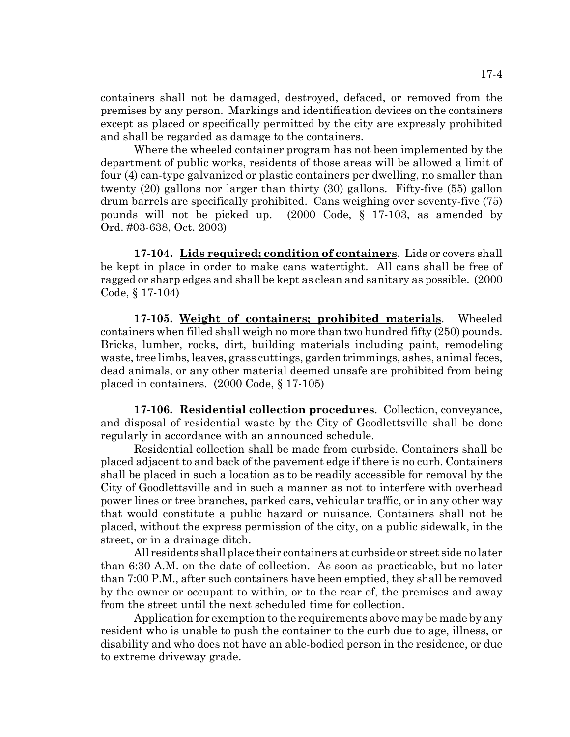containers shall not be damaged, destroyed, defaced, or removed from the premises by any person. Markings and identification devices on the containers except as placed or specifically permitted by the city are expressly prohibited and shall be regarded as damage to the containers.

Where the wheeled container program has not been implemented by the department of public works, residents of those areas will be allowed a limit of four (4) can-type galvanized or plastic containers per dwelling, no smaller than twenty (20) gallons nor larger than thirty (30) gallons. Fifty-five (55) gallon drum barrels are specifically prohibited. Cans weighing over seventy-five (75) pounds will not be picked up. (2000 Code, § 17-103, as amended by Ord. #03-638, Oct. 2003)

**17-104. Lids required; condition of containers**. Lids or covers shall be kept in place in order to make cans watertight. All cans shall be free of ragged or sharp edges and shall be kept as clean and sanitary as possible. (2000 Code, § 17-104)

**17-105. Weight of containers; prohibited materials**. Wheeled containers when filled shall weigh no more than two hundred fifty (250) pounds. Bricks, lumber, rocks, dirt, building materials including paint, remodeling waste, tree limbs, leaves, grass cuttings, garden trimmings, ashes, animal feces, dead animals, or any other material deemed unsafe are prohibited from being placed in containers. (2000 Code, § 17-105)

**17-106. Residential collection procedures**. Collection, conveyance, and disposal of residential waste by the City of Goodlettsville shall be done regularly in accordance with an announced schedule.

Residential collection shall be made from curbside. Containers shall be placed adjacent to and back of the pavement edge if there is no curb. Containers shall be placed in such a location as to be readily accessible for removal by the City of Goodlettsville and in such a manner as not to interfere with overhead power lines or tree branches, parked cars, vehicular traffic, or in any other way that would constitute a public hazard or nuisance. Containers shall not be placed, without the express permission of the city, on a public sidewalk, in the street, or in a drainage ditch.

All residents shall place their containers at curbside or street side no later than 6:30 A.M. on the date of collection. As soon as practicable, but no later than 7:00 P.M., after such containers have been emptied, they shall be removed by the owner or occupant to within, or to the rear of, the premises and away from the street until the next scheduled time for collection.

Application for exemption to the requirements above may be made by any resident who is unable to push the container to the curb due to age, illness, or disability and who does not have an able-bodied person in the residence, or due to extreme driveway grade.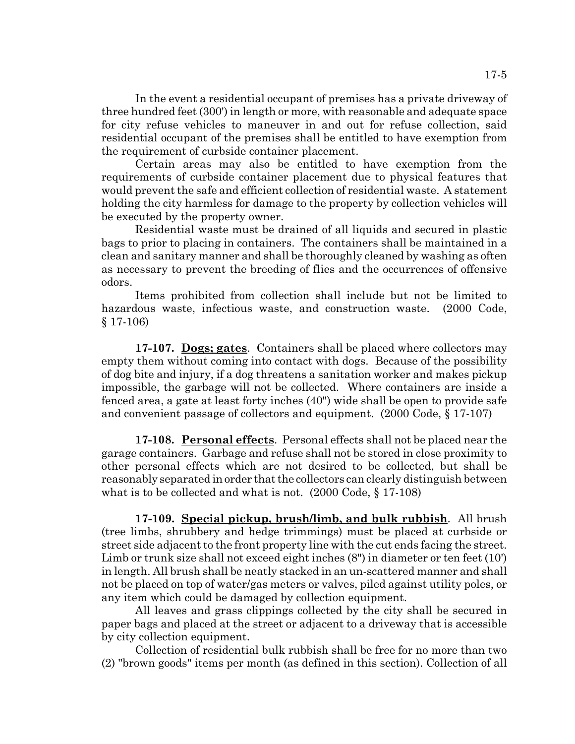In the event a residential occupant of premises has a private driveway of three hundred feet (300') in length or more, with reasonable and adequate space for city refuse vehicles to maneuver in and out for refuse collection, said residential occupant of the premises shall be entitled to have exemption from the requirement of curbside container placement.

Certain areas may also be entitled to have exemption from the requirements of curbside container placement due to physical features that would prevent the safe and efficient collection of residential waste. A statement holding the city harmless for damage to the property by collection vehicles will be executed by the property owner.

Residential waste must be drained of all liquids and secured in plastic bags to prior to placing in containers. The containers shall be maintained in a clean and sanitary manner and shall be thoroughly cleaned by washing as often as necessary to prevent the breeding of flies and the occurrences of offensive odors.

Items prohibited from collection shall include but not be limited to hazardous waste, infectious waste, and construction waste. (2000 Code, § 17-106)

**17-107. Dogs; gates**. Containers shall be placed where collectors may empty them without coming into contact with dogs. Because of the possibility of dog bite and injury, if a dog threatens a sanitation worker and makes pickup impossible, the garbage will not be collected. Where containers are inside a fenced area, a gate at least forty inches (40") wide shall be open to provide safe and convenient passage of collectors and equipment. (2000 Code, § 17-107)

**17-108. Personal effects**. Personal effects shall not be placed near the garage containers. Garbage and refuse shall not be stored in close proximity to other personal effects which are not desired to be collected, but shall be reasonably separated in order that the collectors can clearly distinguish between what is to be collected and what is not. (2000 Code, § 17-108)

**17-109. Special pickup, brush/limb, and bulk rubbish**. All brush (tree limbs, shrubbery and hedge trimmings) must be placed at curbside or street side adjacent to the front property line with the cut ends facing the street. Limb or trunk size shall not exceed eight inches (8") in diameter or ten feet (10') in length. All brush shall be neatly stacked in an un-scattered manner and shall not be placed on top of water/gas meters or valves, piled against utility poles, or any item which could be damaged by collection equipment.

All leaves and grass clippings collected by the city shall be secured in paper bags and placed at the street or adjacent to a driveway that is accessible by city collection equipment.

Collection of residential bulk rubbish shall be free for no more than two (2) "brown goods" items per month (as defined in this section). Collection of all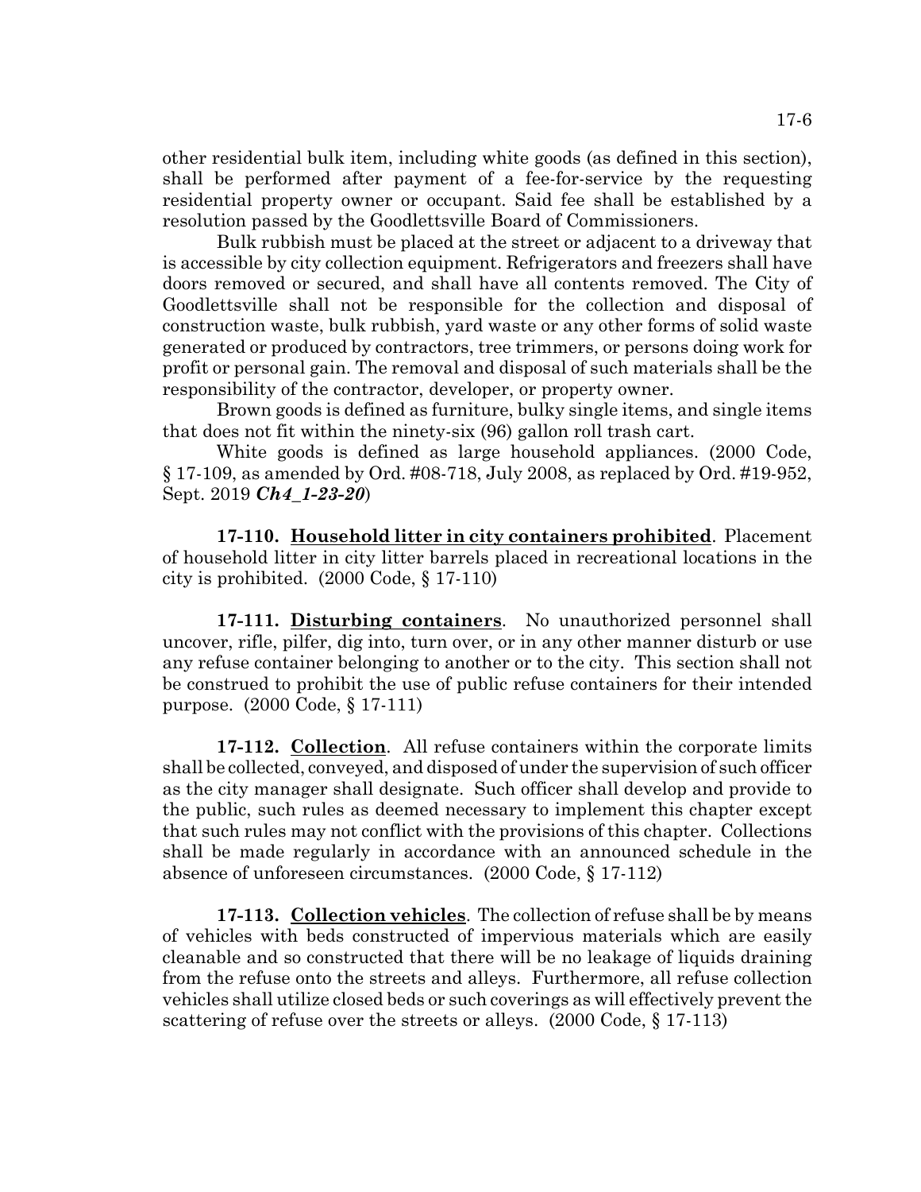other residential bulk item, including white goods (as defined in this section), shall be performed after payment of a fee-for-service by the requesting residential property owner or occupant. Said fee shall be established by a resolution passed by the Goodlettsville Board of Commissioners.

Bulk rubbish must be placed at the street or adjacent to a driveway that is accessible by city collection equipment. Refrigerators and freezers shall have doors removed or secured, and shall have all contents removed. The City of Goodlettsville shall not be responsible for the collection and disposal of construction waste, bulk rubbish, yard waste or any other forms of solid waste generated or produced by contractors, tree trimmers, or persons doing work for profit or personal gain. The removal and disposal of such materials shall be the responsibility of the contractor, developer, or property owner.

Brown goods is defined as furniture, bulky single items, and single items that does not fit within the ninety-six (96) gallon roll trash cart.

White goods is defined as large household appliances. (2000 Code, § 17-109, as amended by Ord. #08-718, July 2008, as replaced by Ord. #19-952, Sept. 2019 ***Ch4_1-23-20***)

**17-110. Household litter in city containers prohibited**. Placement of household litter in city litter barrels placed in recreational locations in the city is prohibited. (2000 Code, § 17-110)

**17-111. Disturbing containers**. No unauthorized personnel shall uncover, rifle, pilfer, dig into, turn over, or in any other manner disturb or use any refuse container belonging to another or to the city. This section shall not be construed to prohibit the use of public refuse containers for their intended purpose. (2000 Code, § 17-111)

**17-112. Collection**. All refuse containers within the corporate limits shall be collected, conveyed, and disposed of under the supervision of such officer as the city manager shall designate. Such officer shall develop and provide to the public, such rules as deemed necessary to implement this chapter except that such rules may not conflict with the provisions of this chapter. Collections shall be made regularly in accordance with an announced schedule in the absence of unforeseen circumstances. (2000 Code, § 17-112)

**17-113. Collection vehicles**. The collection of refuse shall be by means of vehicles with beds constructed of impervious materials which are easily cleanable and so constructed that there will be no leakage of liquids draining from the refuse onto the streets and alleys. Furthermore, all refuse collection vehicles shall utilize closed beds or such coverings as will effectively prevent the scattering of refuse over the streets or alleys. (2000 Code, § 17-113)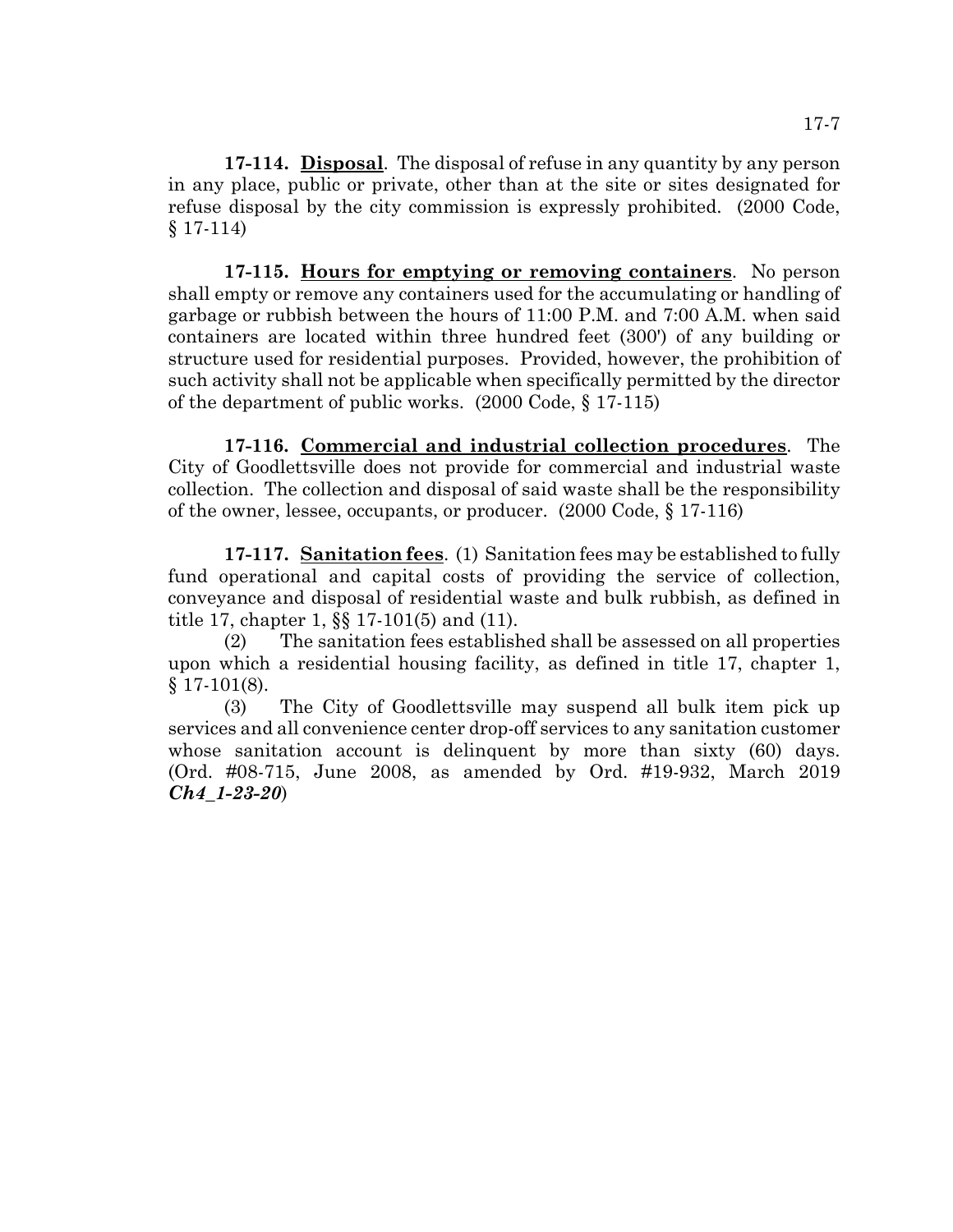**17-114. Disposal**. The disposal of refuse in any quantity by any person in any place, public or private, other than at the site or sites designated for refuse disposal by the city commission is expressly prohibited. (2000 Code, § 17-114)

**17-115. Hours for emptying or removing containers**. No person shall empty or remove any containers used for the accumulating or handling of garbage or rubbish between the hours of 11:00 P.M. and 7:00 A.M. when said containers are located within three hundred feet (300') of any building or structure used for residential purposes. Provided, however, the prohibition of such activity shall not be applicable when specifically permitted by the director of the department of public works. (2000 Code, § 17-115)

**17-116. Commercial and industrial collection procedures**. The City of Goodlettsville does not provide for commercial and industrial waste collection. The collection and disposal of said waste shall be the responsibility of the owner, lessee, occupants, or producer. (2000 Code, § 17-116)

**17-117. Sanitation fees**. (1) Sanitation fees may be established to fully fund operational and capital costs of providing the service of collection, conveyance and disposal of residential waste and bulk rubbish, as defined in title 17, chapter 1, §§ 17-101(5) and (11).

(2) The sanitation fees established shall be assessed on all properties upon which a residential housing facility, as defined in title 17, chapter 1, § 17-101(8).

(3) The City of Goodlettsville may suspend all bulk item pick up services and all convenience center drop-off services to any sanitation customer whose sanitation account is delinquent by more than sixty (60) days. (Ord. #08-715, June 2008, as amended by Ord. #19-932, March 2019 ***Ch4_1-23-20***)